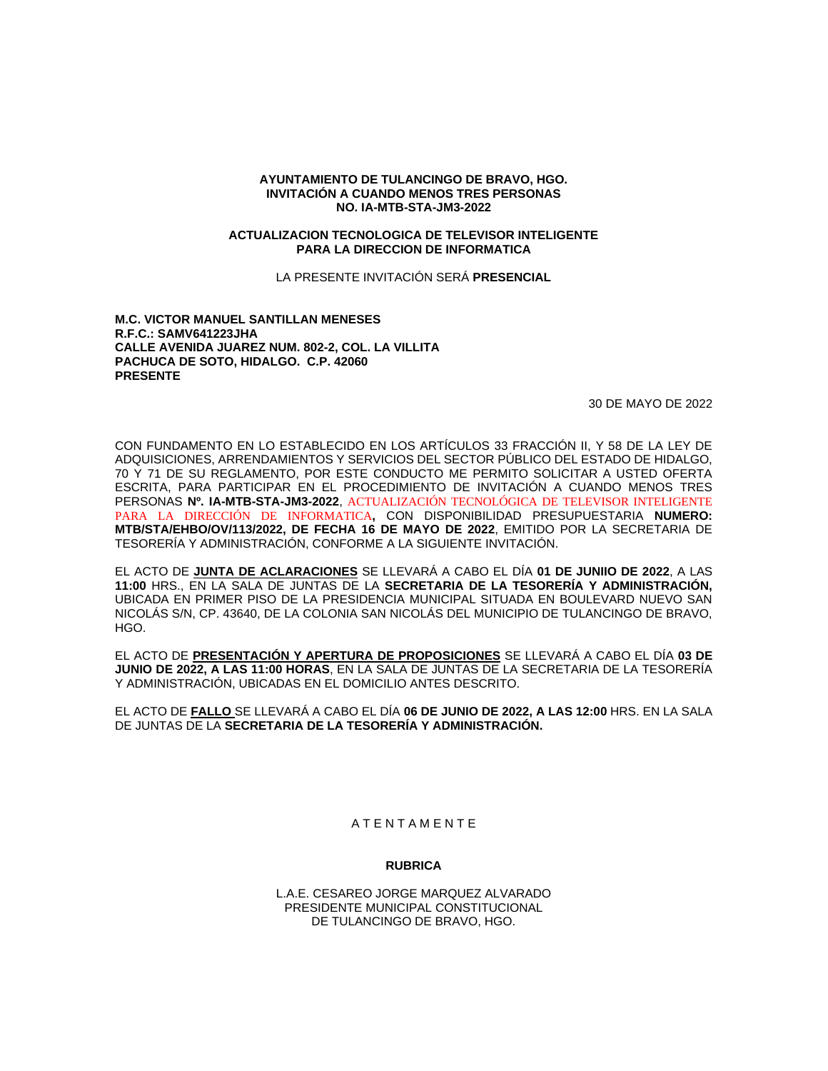**AYUNTAMIENTO DE TULANCINGO DE BRAVO, HGO.**
**INVITACIÓN A CUANDO MENOS TRES PERSONAS**
**NO. IA-MTB-STA-JM3-2022**

**ACTUALIZACION TECNOLOGICA DE TELEVISOR INTELIGENTE**
**PARA LA DIRECCION DE INFORMATICA**

LA PRESENTE INVITACIÓN SERÁ **PRESENCIAL**

**M.C. VICTOR MANUEL SANTILLAN MENESES**
**R.F.C.: SAMV641223JHA**
**CALLE AVENIDA JUAREZ NUM. 802-2, COL. LA VILLITA**
**PACHUCA DE SOTO, HIDALGO. C.P. 42060**
**PRESENTE**

30 DE MAYO DE 2022

CON FUNDAMENTO EN LO ESTABLECIDO EN LOS ARTÍCULOS 33 FRACCIÓN II, Y 58 DE LA LEY DE ADQUISICIONES, ARRENDAMIENTOS Y SERVICIOS DEL SECTOR PÚBLICO DEL ESTADO DE HIDALGO, 70 Y 71 DE SU REGLAMENTO, POR ESTE CONDUCTO ME PERMITO SOLICITAR A USTED OFERTA ESCRITA, PARA PARTICIPAR EN EL PROCEDIMIENTO DE INVITACIÓN A CUANDO MENOS TRES PERSONAS **Nº. IA-MTB-STA-JM3-2022**, ACTUALIZACIÓN TECNOLÓGICA DE TELEVISOR INTELIGENTE PARA LA DIRECCIÓN DE INFORMATICA**,** CON DISPONIBILIDAD PRESUPUESTARIA **NUMERO: MTB/STA/EHBO/OV/113/2022, DE FECHA 16 DE MAYO DE 2022**, EMITIDO POR LA SECRETARIA DE TESORERÍA Y ADMINISTRACIÓN, CONFORME A LA SIGUIENTE INVITACIÓN.

EL ACTO DE **JUNTA DE ACLARACIONES** SE LLEVARÁ A CABO EL DÍA **01 DE JUNIIO DE 2022**, A LAS **11:00** HRS., EN LA SALA DE JUNTAS DE LA **SECRETARIA DE LA TESORERÍA Y ADMINISTRACIÓN,** UBICADA EN PRIMER PISO DE LA PRESIDENCIA MUNICIPAL SITUADA EN BOULEVARD NUEVO SAN NICOLÁS S/N, CP. 43640, DE LA COLONIA SAN NICOLÁS DEL MUNICIPIO DE TULANCINGO DE BRAVO, HGO.

EL ACTO DE **PRESENTACIÓN Y APERTURA DE PROPOSICIONES** SE LLEVARÁ A CABO EL DÍA **03 DE JUNIO DE 2022, A LAS 11:00 HORAS**, EN LA SALA DE JUNTAS DE LA SECRETARIA DE LA TESORERÍA Y ADMINISTRACIÓN, UBICADAS EN EL DOMICILIO ANTES DESCRITO.

EL ACTO DE **FALLO** SE LLEVARÁ A CABO EL DÍA **06 DE JUNIO DE 2022, A LAS 12:00** HRS. EN LA SALA DE JUNTAS DE LA **SECRETARIA DE LA TESORERÍA Y ADMINISTRACIÓN.**

A T E N T A M E N T E

**RUBRICA**

L.A.E. CESAREO JORGE MARQUEZ ALVARADO
PRESIDENTE MUNICIPAL CONSTITUCIONAL
DE TULANCINGO DE BRAVO, HGO.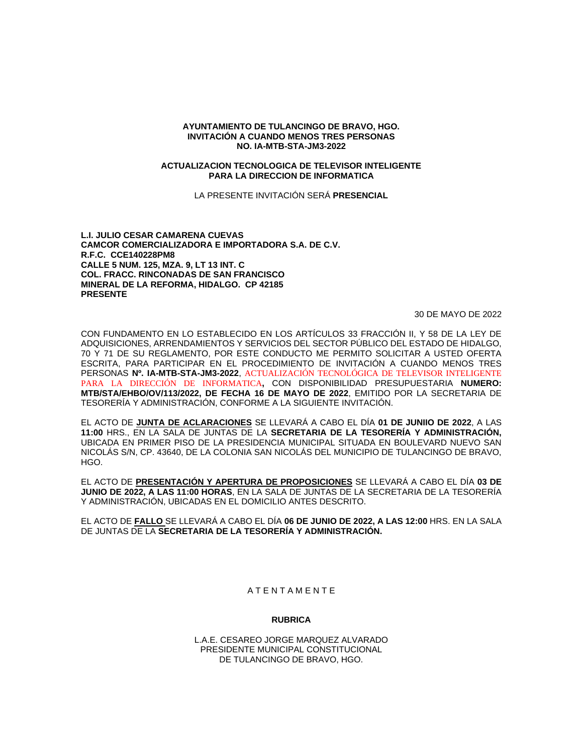**AYUNTAMIENTO DE TULANCINGO DE BRAVO, HGO.**
**INVITACIÓN A CUANDO MENOS TRES PERSONAS**
**NO. IA-MTB-STA-JM3-2022**

**ACTUALIZACION TECNOLOGICA DE TELEVISOR INTELIGENTE**
**PARA LA DIRECCION DE INFORMATICA**

LA PRESENTE INVITACIÓN SERÁ **PRESENCIAL**

**L.I. JULIO CESAR CAMARENA CUEVAS**
**CAMCOR COMERCIALIZADORA E IMPORTADORA S.A. DE C.V.**
**R.F.C. CCE140228PM8**
**CALLE 5 NUM. 125, MZA. 9, LT 13 INT. C**
**COL. FRACC. RINCONADAS DE SAN FRANCISCO**
**MINERAL DE LA REFORMA, HIDALGO. CP 42185**
**PRESENTE**

30 DE MAYO DE 2022

CON FUNDAMENTO EN LO ESTABLECIDO EN LOS ARTÍCULOS 33 FRACCIÓN II, Y 58 DE LA LEY DE ADQUISICIONES, ARRENDAMIENTOS Y SERVICIOS DEL SECTOR PÚBLICO DEL ESTADO DE HIDALGO, 70 Y 71 DE SU REGLAMENTO, POR ESTE CONDUCTO ME PERMITO SOLICITAR A USTED OFERTA ESCRITA, PARA PARTICIPAR EN EL PROCEDIMIENTO DE INVITACIÓN A CUANDO MENOS TRES PERSONAS **Nº. IA-MTB-STA-JM3-2022**, ACTUALIZACIÓN TECNOLÓGICA DE TELEVISOR INTELIGENTE PARA LA DIRECCIÓN DE INFORMATICA**,** CON DISPONIBILIDAD PRESUPUESTARIA **NUMERO: MTB/STA/EHBO/OV/113/2022, DE FECHA 16 DE MAYO DE 2022**, EMITIDO POR LA SECRETARIA DE TESORERÍA Y ADMINISTRACIÓN, CONFORME A LA SIGUIENTE INVITACIÓN.

EL ACTO DE **JUNTA DE ACLARACIONES** SE LLEVARÁ A CABO EL DÍA **01 DE JUNIIO DE 2022**, A LAS **11:00** HRS., EN LA SALA DE JUNTAS DE LA **SECRETARIA DE LA TESORERÍA Y ADMINISTRACIÓN,** UBICADA EN PRIMER PISO DE LA PRESIDENCIA MUNICIPAL SITUADA EN BOULEVARD NUEVO SAN NICOLÁS S/N, CP. 43640, DE LA COLONIA SAN NICOLÁS DEL MUNICIPIO DE TULANCINGO DE BRAVO, HGO.

EL ACTO DE **PRESENTACIÓN Y APERTURA DE PROPOSICIONES** SE LLEVARÁ A CABO EL DÍA **03 DE JUNIO DE 2022, A LAS 11:00 HORAS**, EN LA SALA DE JUNTAS DE LA SECRETARIA DE LA TESORERÍA Y ADMINISTRACIÓN, UBICADAS EN EL DOMICILIO ANTES DESCRITO.

EL ACTO DE **FALLO** SE LLEVARÁ A CABO EL DÍA **06 DE JUNIO DE 2022, A LAS 12:00** HRS. EN LA SALA DE JUNTAS DE LA **SECRETARIA DE LA TESORERÍA Y ADMINISTRACIÓN.**

A T E N T A M E N T E

**RUBRICA**

L.A.E. CESAREO JORGE MARQUEZ ALVARADO
PRESIDENTE MUNICIPAL CONSTITUCIONAL
DE TULANCINGO DE BRAVO, HGO.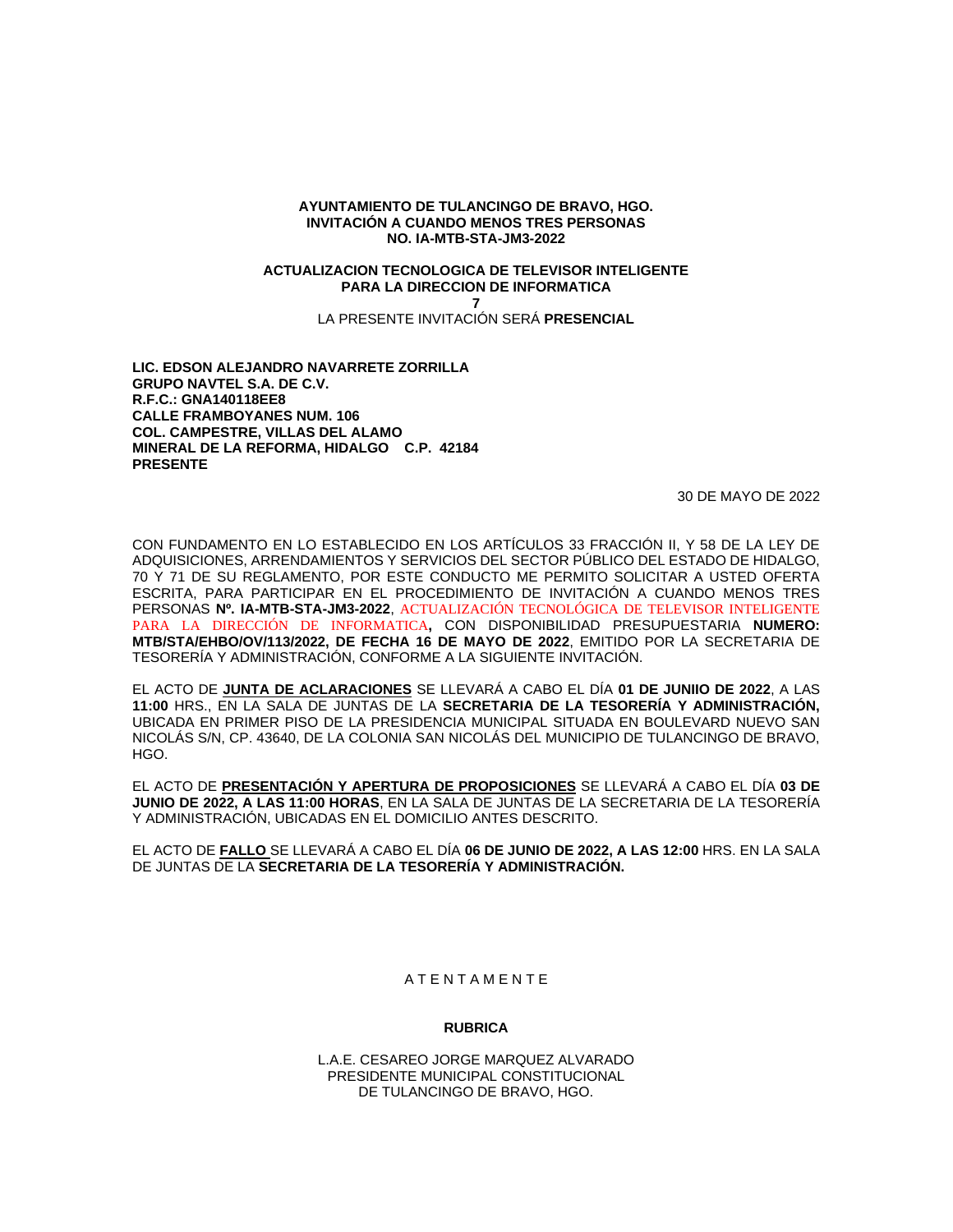**AYUNTAMIENTO DE TULANCINGO DE BRAVO, HGO.**
**INVITACIÓN A CUANDO MENOS TRES PERSONAS**
**NO. IA-MTB-STA-JM3-2022**

**ACTUALIZACION TECNOLOGICA DE TELEVISOR INTELIGENTE**
**PARA LA DIRECCION DE INFORMATICA**
**7**
LA PRESENTE INVITACIÓN SERÁ **PRESENCIAL**

**LIC. EDSON ALEJANDRO NAVARRETE ZORRILLA**
**GRUPO NAVTEL S.A. DE C.V.**
**R.F.C.: GNA140118EE8**
**CALLE FRAMBOYANES NUM. 106**
**COL. CAMPESTRE, VILLAS DEL ALAMO**
**MINERAL DE LA REFORMA, HIDALGO C.P. 42184**
**PRESENTE**

30 DE MAYO DE 2022

CON FUNDAMENTO EN LO ESTABLECIDO EN LOS ARTÍCULOS 33 FRACCIÓN II, Y 58 DE LA LEY DE ADQUISICIONES, ARRENDAMIENTOS Y SERVICIOS DEL SECTOR PÚBLICO DEL ESTADO DE HIDALGO, 70 Y 71 DE SU REGLAMENTO, POR ESTE CONDUCTO ME PERMITO SOLICITAR A USTED OFERTA ESCRITA, PARA PARTICIPAR EN EL PROCEDIMIENTO DE INVITACIÓN A CUANDO MENOS TRES PERSONAS **Nº. IA-MTB-STA-JM3-2022**, ACTUALIZACIÓN TECNOLÓGICA DE TELEVISOR INTELIGENTE PARA LA DIRECCIÓN DE INFORMATICA**,** CON DISPONIBILIDAD PRESUPUESTARIA **NUMERO: MTB/STA/EHBO/OV/113/2022, DE FECHA 16 DE MAYO DE 2022**, EMITIDO POR LA SECRETARIA DE TESORERÍA Y ADMINISTRACIÓN, CONFORME A LA SIGUIENTE INVITACIÓN.

EL ACTO DE **JUNTA DE ACLARACIONES** SE LLEVARÁ A CABO EL DÍA **01 DE JUNIIO DE 2022**, A LAS **11:00** HRS., EN LA SALA DE JUNTAS DE LA **SECRETARIA DE LA TESORERÍA Y ADMINISTRACIÓN,** UBICADA EN PRIMER PISO DE LA PRESIDENCIA MUNICIPAL SITUADA EN BOULEVARD NUEVO SAN NICOLÁS S/N, CP. 43640, DE LA COLONIA SAN NICOLÁS DEL MUNICIPIO DE TULANCINGO DE BRAVO, HGO.

EL ACTO DE **PRESENTACIÓN Y APERTURA DE PROPOSICIONES** SE LLEVARÁ A CABO EL DÍA **03 DE JUNIO DE 2022, A LAS 11:00 HORAS**, EN LA SALA DE JUNTAS DE LA SECRETARIA DE LA TESORERÍA Y ADMINISTRACIÓN, UBICADAS EN EL DOMICILIO ANTES DESCRITO.

EL ACTO DE **FALLO** SE LLEVARÁ A CABO EL DÍA **06 DE JUNIO DE 2022, A LAS 12:00** HRS. EN LA SALA DE JUNTAS DE LA **SECRETARIA DE LA TESORERÍA Y ADMINISTRACIÓN.**

A T E N T A M E N T E

**RUBRICA**

L.A.E. CESAREO JORGE MARQUEZ ALVARADO
PRESIDENTE MUNICIPAL CONSTITUCIONAL
DE TULANCINGO DE BRAVO, HGO.